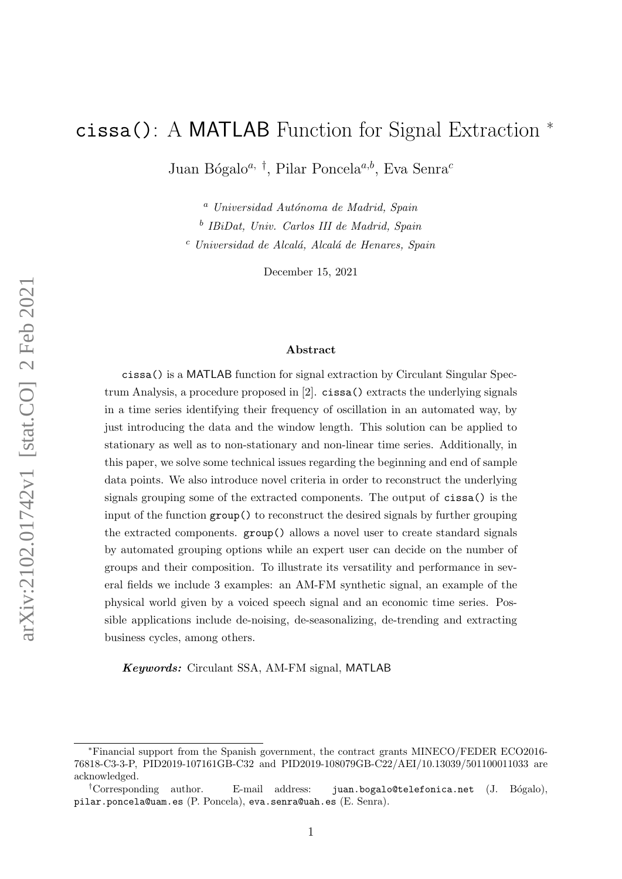# `cissa()`: A MATLAB Function for Signal Extraction [*]

Juan Bógalo[a, †], Pilar Poncela[a,b], Eva Senra[c]

[a] *Universidad Autónoma de Madrid, Spain*

[b] *IBiDat, Univ. Carlos III de Madrid, Spain*

[c] *Universidad de Alcalá, Alcalá de Henares, Spain*

December 15, 2021

## Abstract

`cissa()` is a MATLAB function for signal extraction by Circulant Singular Spectrum Analysis, a procedure proposed in [2]. `cissa()` extracts the underlying signals in a time series identifying their frequency of oscillation in an automated way, by just introducing the data and the window length. This solution can be applied to stationary as well as to non-stationary and non-linear time series. Additionally, in this paper, we solve some technical issues regarding the beginning and end of sample data points. We also introduce novel criteria in order to reconstruct the underlying signals grouping some of the extracted components. The output of `cissa()` is the input of the function `group()` to reconstruct the desired signals by further grouping the extracted components. `group()` allows a novel user to create standard signals by automated grouping options while an expert user can decide on the number of groups and their composition. To illustrate its versatility and performance in several fields we include 3 examples: an AM-FM synthetic signal, an example of the physical world given by a voiced speech signal and an economic time series. Possible applications include de-noising, de-seasonalizing, de-trending and extracting business cycles, among others.

***Keywords:*** Circulant SSA, AM-FM signal, MATLAB

---

[*]Financial support from the Spanish government, the contract grants MINECO/FEDER ECO2016-76818-C3-3-P, PID2019-107161GB-C32 and PID2019-108079GB-C22/AEI/10.13039/501100011033 are acknowledged.

[†]Corresponding author. E-mail address: `juan.bogalo@telefonica.net` (J. Bógalo), `pilar.poncela@uam.es` (P. Poncela), `eva.senra@uah.es` (E. Senra).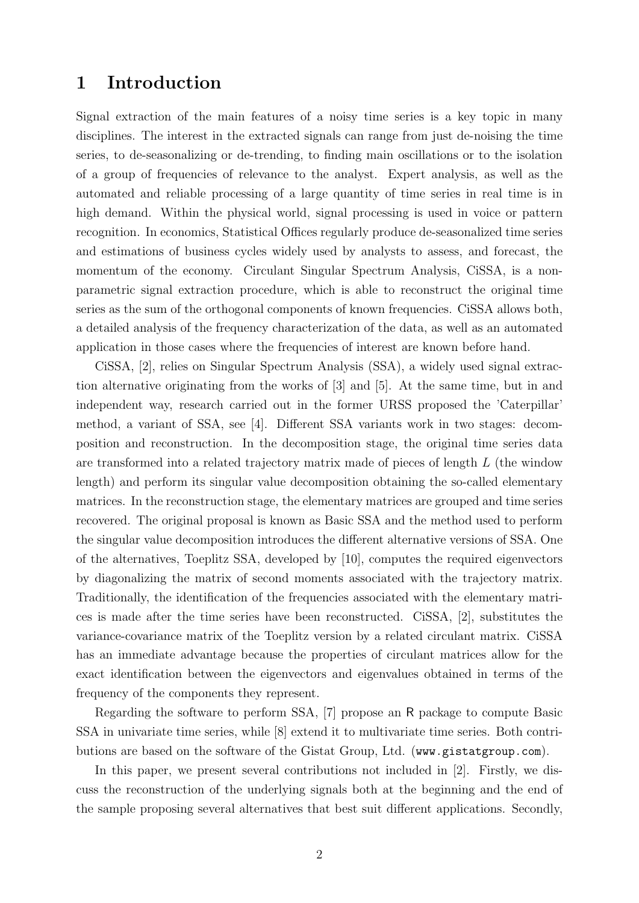# 1 Introduction

Signal extraction of the main features of a noisy time series is a key topic in many disciplines. The interest in the extracted signals can range from just de-noising the time series, to de-seasonalizing or de-trending, to finding main oscillations or to the isolation of a group of frequencies of relevance to the analyst. Expert analysis, as well as the automated and reliable processing of a large quantity of time series in real time is in high demand. Within the physical world, signal processing is used in voice or pattern recognition. In economics, Statistical Offices regularly produce de-seasonalized time series and estimations of business cycles widely used by analysts to assess, and forecast, the momentum of the economy. Circulant Singular Spectrum Analysis, CiSSA, is a non-parametric signal extraction procedure, which is able to reconstruct the original time series as the sum of the orthogonal components of known frequencies. CiSSA allows both, a detailed analysis of the frequency characterization of the data, as well as an automated application in those cases where the frequencies of interest are known before hand.

CiSSA, [2], relies on Singular Spectrum Analysis (SSA), a widely used signal extraction alternative originating from the works of [3] and [5]. At the same time, but in and independent way, research carried out in the former URSS proposed the 'Caterpillar' method, a variant of SSA, see [4]. Different SSA variants work in two stages: decomposition and reconstruction. In the decomposition stage, the original time series data are transformed into a related trajectory matrix made of pieces of length $L$ (the window length) and perform its singular value decomposition obtaining the so-called elementary matrices. In the reconstruction stage, the elementary matrices are grouped and time series recovered. The original proposal is known as Basic SSA and the method used to perform the singular value decomposition introduces the different alternative versions of SSA. One of the alternatives, Toeplitz SSA, developed by [10], computes the required eigenvectors by diagonalizing the matrix of second moments associated with the trajectory matrix. Traditionally, the identification of the frequencies associated with the elementary matrices is made after the time series have been reconstructed. CiSSA, [2], substitutes the variance-covariance matrix of the Toeplitz version by a related circulant matrix. CiSSA has an immediate advantage because the properties of circulant matrices allow for the exact identification between the eigenvectors and eigenvalues obtained in terms of the frequency of the components they represent.

Regarding the software to perform SSA, [7] propose an R package to compute Basic SSA in univariate time series, while [8] extend it to multivariate time series. Both contributions are based on the software of the Gistat Group, Ltd. (www.gistatgroup.com).

In this paper, we present several contributions not included in [2]. Firstly, we discuss the reconstruction of the underlying signals both at the beginning and the end of the sample proposing several alternatives that best suit different applications. Secondly,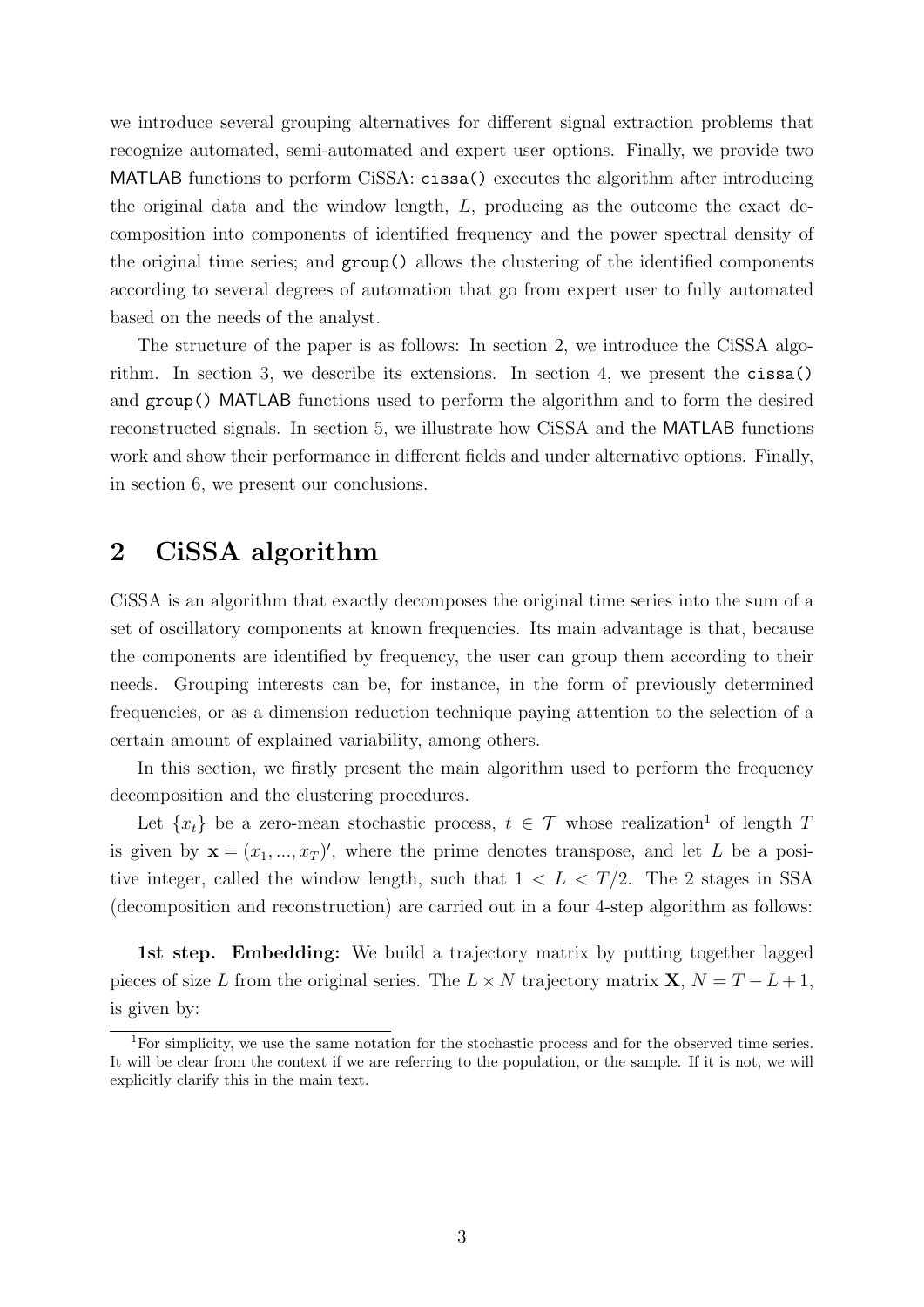we introduce several grouping alternatives for different signal extraction problems that recognize automated, semi-automated and expert user options. Finally, we provide two MATLAB functions to perform CiSSA: `cissa()` executes the algorithm after introducing the original data and the window length, $L$, producing as the outcome the exact decomposition into components of identified frequency and the power spectral density of the original time series; and `group()` allows the clustering of the identified components according to several degrees of automation that go from expert user to fully automated based on the needs of the analyst.

The structure of the paper is as follows: In section 2, we introduce the CiSSA algorithm. In section 3, we describe its extensions. In section 4, we present the `cissa()` and `group()` MATLAB functions used to perform the algorithm and to form the desired reconstructed signals. In section 5, we illustrate how CiSSA and the MATLAB functions work and show their performance in different fields and under alternative options. Finally, in section 6, we present our conclusions.

## 2 CiSSA algorithm

CiSSA is an algorithm that exactly decomposes the original time series into the sum of a set of oscillatory components at known frequencies. Its main advantage is that, because the components are identified by frequency, the user can group them according to their needs. Grouping interests can be, for instance, in the form of previously determined frequencies, or as a dimension reduction technique paying attention to the selection of a certain amount of explained variability, among others.

In this section, we firstly present the main algorithm used to perform the frequency decomposition and the clustering procedures.

Let $\{x_t\}$ be a zero-mean stochastic process, $t \in \mathcal{T}$ whose realization[1] of length $T$ is given by $\mathbf{x} = (x_1, ..., x_T)'$, where the prime denotes transpose, and let $L$ be a positive integer, called the window length, such that $1 < L < T/2$. The 2 stages in SSA (decomposition and reconstruction) are carried out in a four 4-step algorithm as follows:

**1st step. Embedding:** We build a trajectory matrix by putting together lagged pieces of size $L$ from the original series. The $L \times N$ trajectory matrix $\mathbf{X}$, $N = T - L + 1$, is given by:

[1] For simplicity, we use the same notation for the stochastic process and for the observed time series. It will be clear from the context if we are referring to the population, or the sample. If it is not, we will explicitly clarify this in the main text.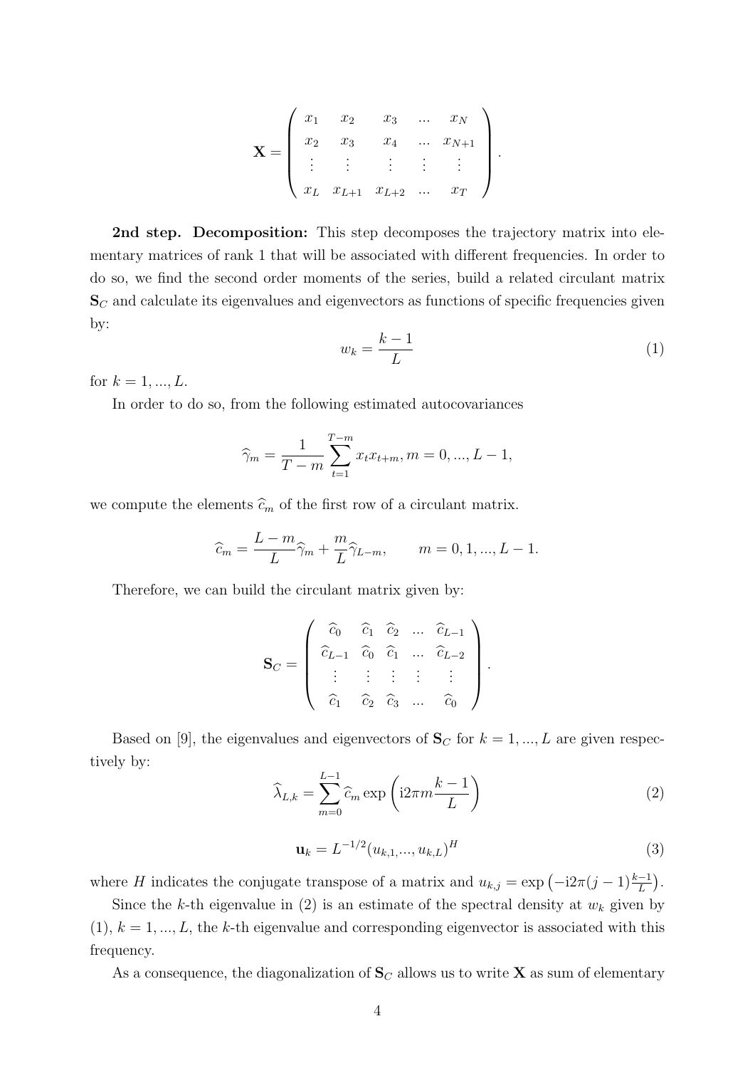$$
\mathbf{X} = \begin{pmatrix} x_1 & x_2 & x_3 & ... & x_N \\ x_2 & x_3 & x_4 & ... & x_{N+1} \\ \vdots & \vdots & \vdots & \vdots & \vdots \\ x_L & x_{L+1} & x_{L+2} & ... & x_T \end{pmatrix}.
$$

**2nd step. Decomposition:** This step decomposes the trajectory matrix into elementary matrices of rank 1 that will be associated with different frequencies. In order to do so, we find the second order moments of the series, build a related circulant matrix $\mathbf{S}_C$ and calculate its eigenvalues and eigenvectors as functions of specific frequencies given by:

$$
w_k = \frac{k-1}{L} \tag{1}
$$

for $k = 1, ..., L$.

In order to do so, from the following estimated autocovariances

$$
\widehat{\gamma}_m = \frac{1}{T-m} \sum_{t=1}^{T-m} x_t x_{t+m}, m = 0, ..., L-1,
$$

we compute the elements $\widehat{c}_m$ of the first row of a circulant matrix.

$$
\widehat{c}_m = \frac{L-m}{L} \widehat{\gamma}_m + \frac{m}{L} \widehat{\gamma}_{L-m}, \qquad m = 0, 1, ..., L-1.
$$

Therefore, we can build the circulant matrix given by:

$$
\mathbf{S}_C = \begin{pmatrix} \widehat{c}_0 & \widehat{c}_1 & \widehat{c}_2 & ... & \widehat{c}_{L-1} \\ \widehat{c}_{L-1} & \widehat{c}_0 & \widehat{c}_1 & ... & \widehat{c}_{L-2} \\ \vdots & \vdots & \vdots & \vdots & \vdots \\ \widehat{c}_1 & \widehat{c}_2 & \widehat{c}_3 & ... & \widehat{c}_0 \end{pmatrix}.
$$

Based on [9], the eigenvalues and eigenvectors of $\mathbf{S}_C$ for $k = 1, ..., L$ are given respectively by:

$$
\widehat{\lambda}_{L,k} = \sum_{m=0}^{L-1} \widehat{c}_m \exp\left(\mathrm{i}2\pi m \frac{k-1}{L}\right) \tag{2}
$$

$$
\mathbf{u}_k = L^{-1/2} (u_{k,1,...,} u_{k,L})^H \tag{3}
$$

where $H$ indicates the conjugate transpose of a matrix and $u_{k,j} = \exp\left(-\mathrm{i}2\pi(j-1)\frac{k-1}{L}\right)$.

Since the $k$-th eigenvalue in (2) is an estimate of the spectral density at $w_k$ given by (1), $k = 1, ..., L$, the $k$-th eigenvalue and corresponding eigenvector is associated with this frequency.

As a consequence, the diagonalization of $\mathbf{S}_C$ allows us to write $\mathbf{X}$ as sum of elementary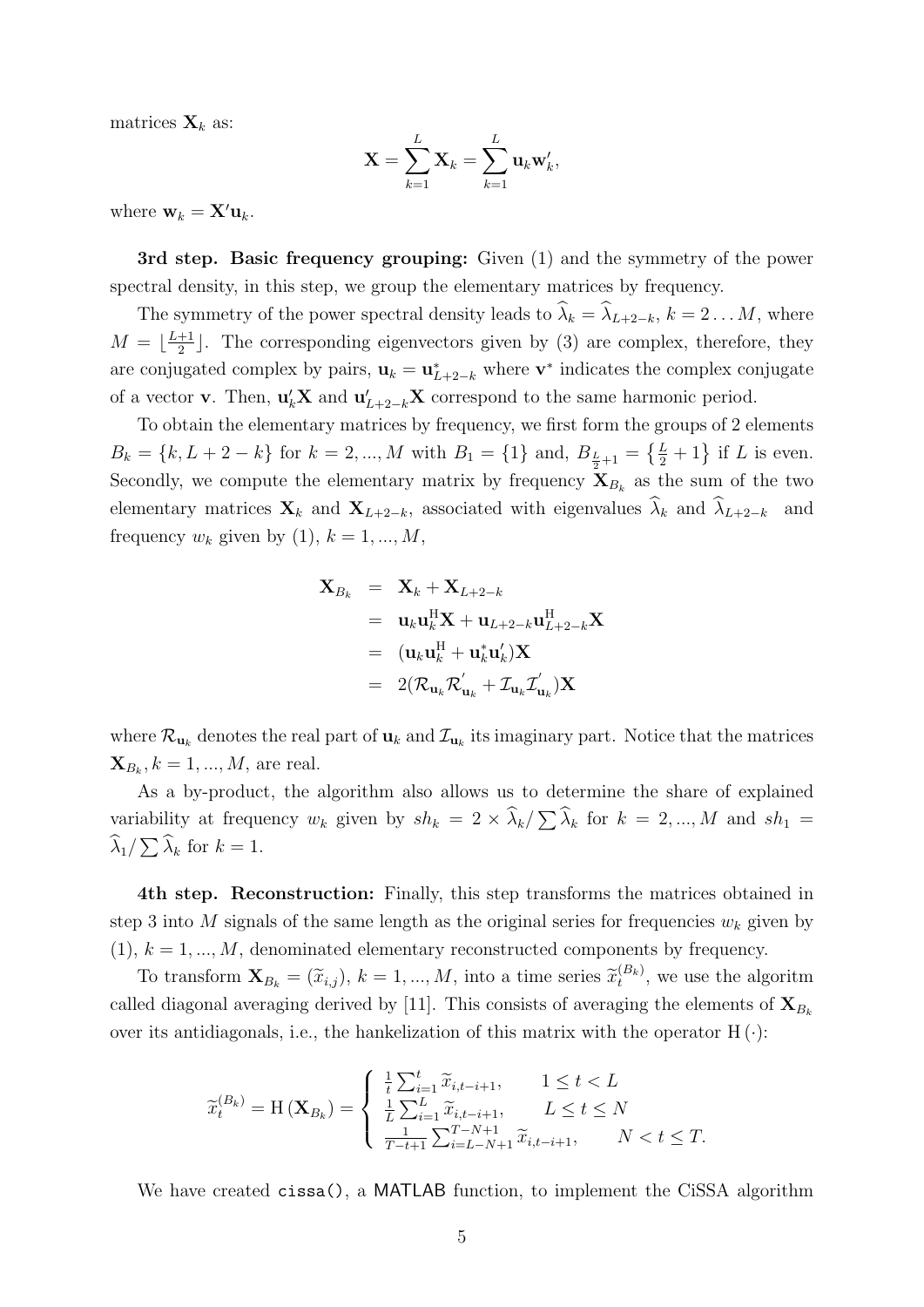matrices $\mathbf{X}_k$ as:

$$\mathbf{X} = \sum_{k=1}^{L} \mathbf{X}_k = \sum_{k=1}^{L} \mathbf{u}_k \mathbf{w}'_k,$$

where $\mathbf{w}_k = \mathbf{X}'\mathbf{u}_k$.

**3rd step. Basic frequency grouping:** Given (1) and the symmetry of the power spectral density, in this step, we group the elementary matrices by frequency.

The symmetry of the power spectral density leads to $\widehat{\lambda}_k = \widehat{\lambda}_{L+2-k}$, $k = 2 \ldots M$, where $M = \lfloor \frac{L+1}{2} \rfloor$. The corresponding eigenvectors given by (3) are complex, therefore, they are conjugated complex by pairs, $\mathbf{u}_k = \mathbf{u}^*_{L+2-k}$ where $\mathbf{v}^*$ indicates the complex conjugate of a vector $\mathbf{v}$. Then, $\mathbf{u}'_k\mathbf{X}$ and $\mathbf{u}'_{L+2-k}\mathbf{X}$ correspond to the same harmonic period.

To obtain the elementary matrices by frequency, we first form the groups of 2 elements $B_k = \{k, L+2-k\}$ for $k = 2, ..., M$ with $B_1 = \{1\}$ and, $B_{\frac{L}{2}+1} = \left\{\frac{L}{2}+1\right\}$ if $L$ is even. Secondly, we compute the elementary matrix by frequency $\mathbf{X}_{B_k}$ as the sum of the two elementary matrices $\mathbf{X}_k$ and $\mathbf{X}_{L+2-k}$, associated with eigenvalues $\widehat{\lambda}_k$ and $\widehat{\lambda}_{L+2-k}$ and frequency $w_k$ given by (1), $k = 1, ..., M$,

$$\begin{aligned}
\mathbf{X}_{B_k} &= \mathbf{X}_k + \mathbf{X}_{L+2-k} \\
&= \mathbf{u}_k \mathbf{u}_k^{\mathrm{H}} \mathbf{X} + \mathbf{u}_{L+2-k} \mathbf{u}_{L+2-k}^{\mathrm{H}} \mathbf{X} \\
&= (\mathbf{u}_k \mathbf{u}_k^{\mathrm{H}} + \mathbf{u}_k^* \mathbf{u}'_k) \mathbf{X} \\
&= 2(\mathcal{R}_{\mathbf{u}_k} \mathcal{R}'_{\mathbf{u}_k} + \mathcal{I}_{\mathbf{u}_k} \mathcal{I}'_{\mathbf{u}_k}) \mathbf{X}
\end{aligned}$$

where $\mathcal{R}_{\mathbf{u}_k}$ denotes the real part of $\mathbf{u}_k$ and $\mathcal{I}_{\mathbf{u}_k}$ its imaginary part. Notice that the matrices $\mathbf{X}_{B_k}, k = 1, ..., M$, are real.

As a by-product, the algorithm also allows us to determine the share of explained variability at frequency $w_k$ given by $sh_k = 2 \times \widehat{\lambda}_k / \sum \widehat{\lambda}_k$ for $k = 2, ..., M$ and $sh_1 = \widehat{\lambda}_1 / \sum \widehat{\lambda}_k$ for $k = 1$.

**4th step. Reconstruction:** Finally, this step transforms the matrices obtained in step 3 into $M$ signals of the same length as the original series for frequencies $w_k$ given by (1), $k = 1, ..., M$, denominated elementary reconstructed components by frequency.

To transform $\mathbf{X}_{B_k} = (\widetilde{x}_{i,j})$, $k = 1, ..., M$, into a time series $\widetilde{x}_t^{(B_k)}$, we use the algoritm called diagonal averaging derived by [11]. This consists of averaging the elements of $\mathbf{X}_{B_k}$ over its antidiagonals, i.e., the hankelization of this matrix with the operator $\mathrm{H}(\cdot)$:

$$\widetilde{x}_t^{(B_k)} = \mathrm{H}(\mathbf{X}_{B_k}) = \begin{cases} \frac{1}{t} \sum_{i=1}^{t} \widetilde{x}_{i,t-i+1}, & 1 \leq t < L \\ \frac{1}{L} \sum_{i=1}^{L} \widetilde{x}_{i,t-i+1}, & L \leq t \leq N \\ \frac{1}{T-t+1} \sum_{i=L-N+1}^{T-N+1} \widetilde{x}_{i,t-i+1}, & N < t \leq T. \end{cases}$$

We have created `cissa()`, a MATLAB function, to implement the CiSSA algorithm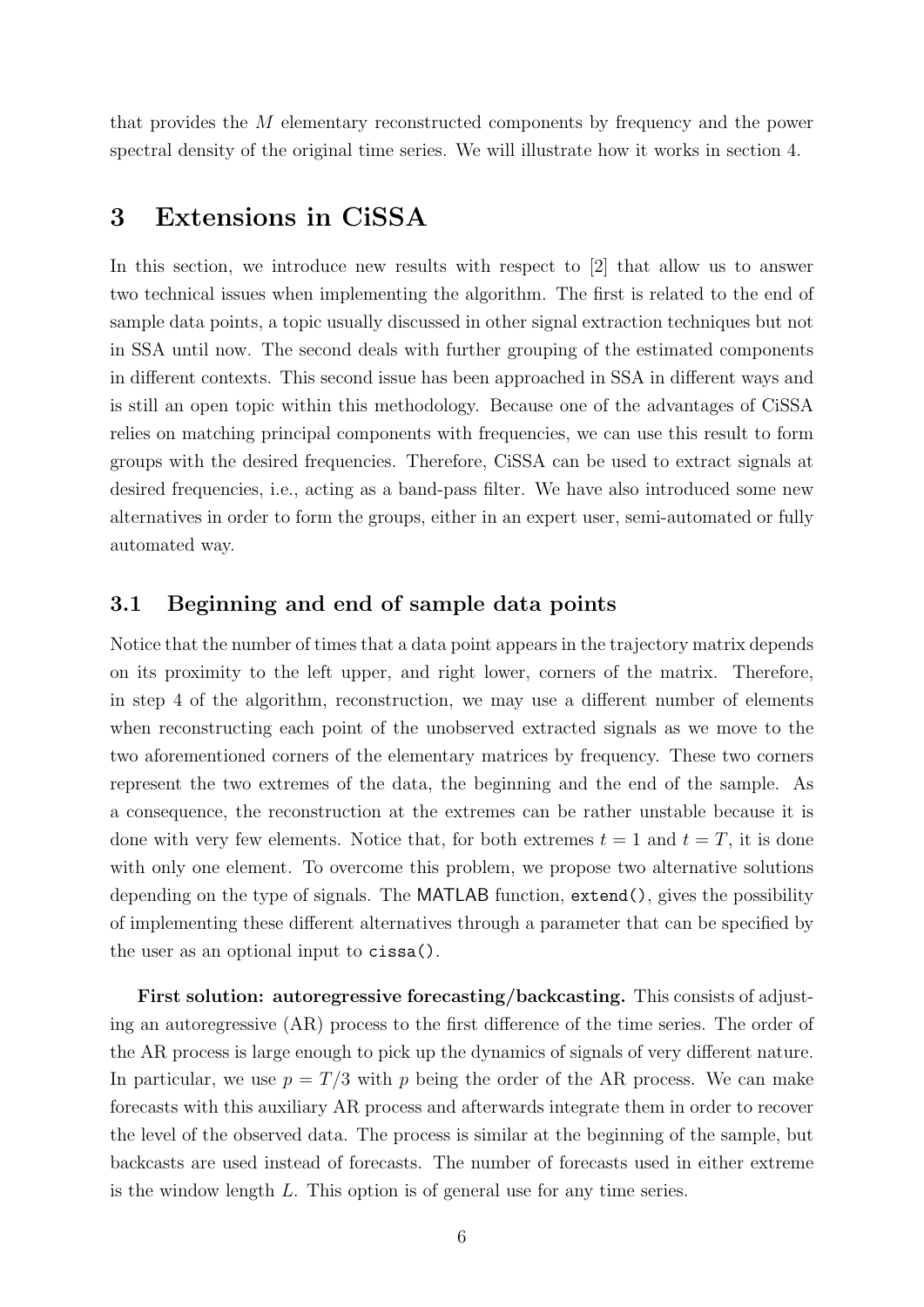that provides the $M$ elementary reconstructed components by frequency and the power spectral density of the original time series. We will illustrate how it works in section 4.

# 3 Extensions in CiSSA

In this section, we introduce new results with respect to [2] that allow us to answer two technical issues when implementing the algorithm. The first is related to the end of sample data points, a topic usually discussed in other signal extraction techniques but not in SSA until now. The second deals with further grouping of the estimated components in different contexts. This second issue has been approached in SSA in different ways and is still an open topic within this methodology. Because one of the advantages of CiSSA relies on matching principal components with frequencies, we can use this result to form groups with the desired frequencies. Therefore, CiSSA can be used to extract signals at desired frequencies, i.e., acting as a band-pass filter. We have also introduced some new alternatives in order to form the groups, either in an expert user, semi-automated or fully automated way.

## 3.1 Beginning and end of sample data points

Notice that the number of times that a data point appears in the trajectory matrix depends on its proximity to the left upper, and right lower, corners of the matrix. Therefore, in step 4 of the algorithm, reconstruction, we may use a different number of elements when reconstructing each point of the unobserved extracted signals as we move to the two aforementioned corners of the elementary matrices by frequency. These two corners represent the two extremes of the data, the beginning and the end of the sample. As a consequence, the reconstruction at the extremes can be rather unstable because it is done with very few elements. Notice that, for both extremes $t = 1$ and $t = T$, it is done with only one element. To overcome this problem, we propose two alternative solutions depending on the type of signals. The MATLAB function, `extend()`, gives the possibility of implementing these different alternatives through a parameter that can be specified by the user as an optional input to `cissa()`.

**First solution: autoregressive forecasting/backcasting.** This consists of adjusting an autoregressive (AR) process to the first difference of the time series. The order of the AR process is large enough to pick up the dynamics of signals of very different nature. In particular, we use $p = T/3$ with $p$ being the order of the AR process. We can make forecasts with this auxiliary AR process and afterwards integrate them in order to recover the level of the observed data. The process is similar at the beginning of the sample, but backcasts are used instead of forecasts. The number of forecasts used in either extreme is the window length $L$. This option is of general use for any time series.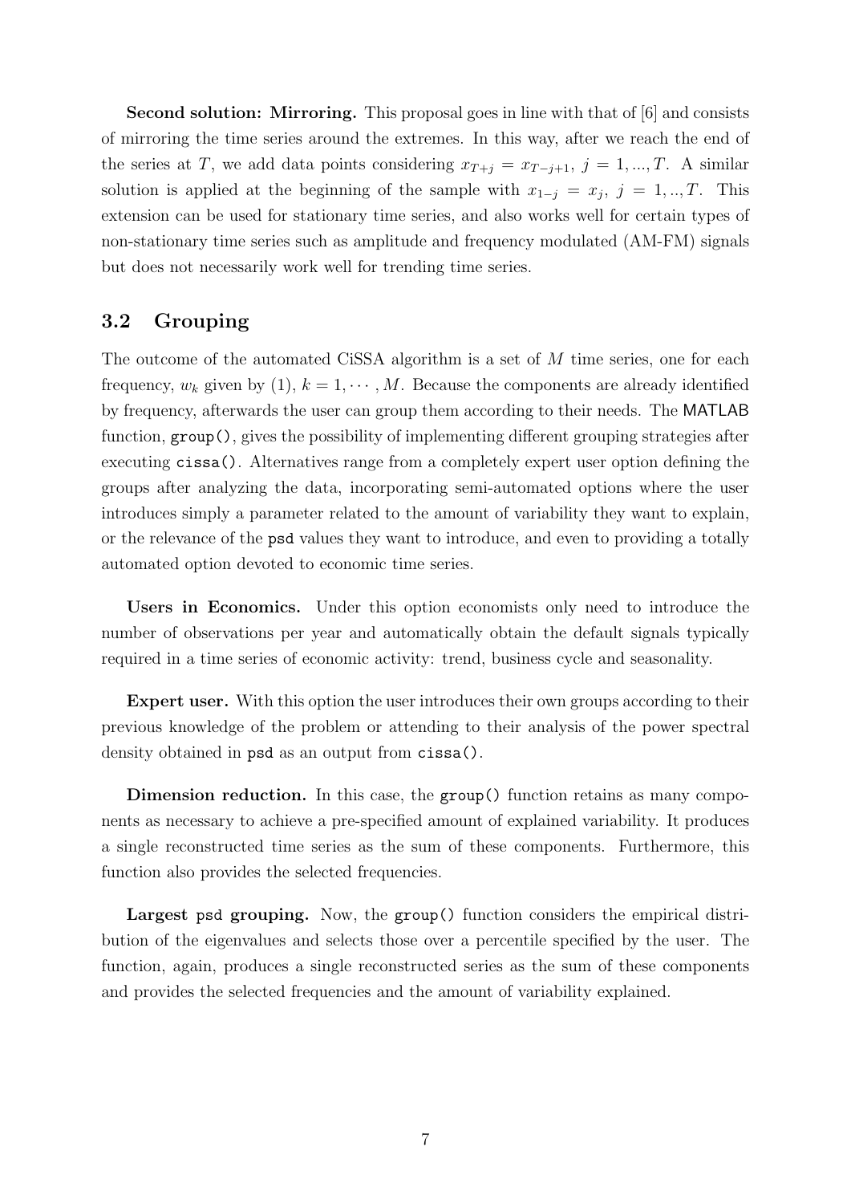**Second solution: Mirroring.** This proposal goes in line with that of [6] and consists of mirroring the time series around the extremes. In this way, after we reach the end of the series at $T$, we add data points considering $x_{T+j} = x_{T-j+1}$, $j = 1, ..., T$. A similar solution is applied at the beginning of the sample with $x_{1-j} = x_j$, $j = 1, .., T$. This extension can be used for stationary time series, and also works well for certain types of non-stationary time series such as amplitude and frequency modulated (AM-FM) signals but does not necessarily work well for trending time series.

## 3.2 Grouping

The outcome of the automated CiSSA algorithm is a set of $M$ time series, one for each frequency, $w_k$ given by (1), $k = 1, \cdots, M$. Because the components are already identified by frequency, afterwards the user can group them according to their needs. The MATLAB function, `group()`, gives the possibility of implementing different grouping strategies after executing `cissa()`. Alternatives range from a completely expert user option defining the groups after analyzing the data, incorporating semi-automated options where the user introduces simply a parameter related to the amount of variability they want to explain, or the relevance of the `psd` values they want to introduce, and even to providing a totally automated option devoted to economic time series.

**Users in Economics.** Under this option economists only need to introduce the number of observations per year and automatically obtain the default signals typically required in a time series of economic activity: trend, business cycle and seasonality.

**Expert user.** With this option the user introduces their own groups according to their previous knowledge of the problem or attending to their analysis of the power spectral density obtained in `psd` as an output from `cissa()`.

**Dimension reduction.** In this case, the `group()` function retains as many components as necessary to achieve a pre-specified amount of explained variability. It produces a single reconstructed time series as the sum of these components. Furthermore, this function also provides the selected frequencies.

**Largest `psd` grouping.** Now, the `group()` function considers the empirical distribution of the eigenvalues and selects those over a percentile specified by the user. The function, again, produces a single reconstructed series as the sum of these components and provides the selected frequencies and the amount of variability explained.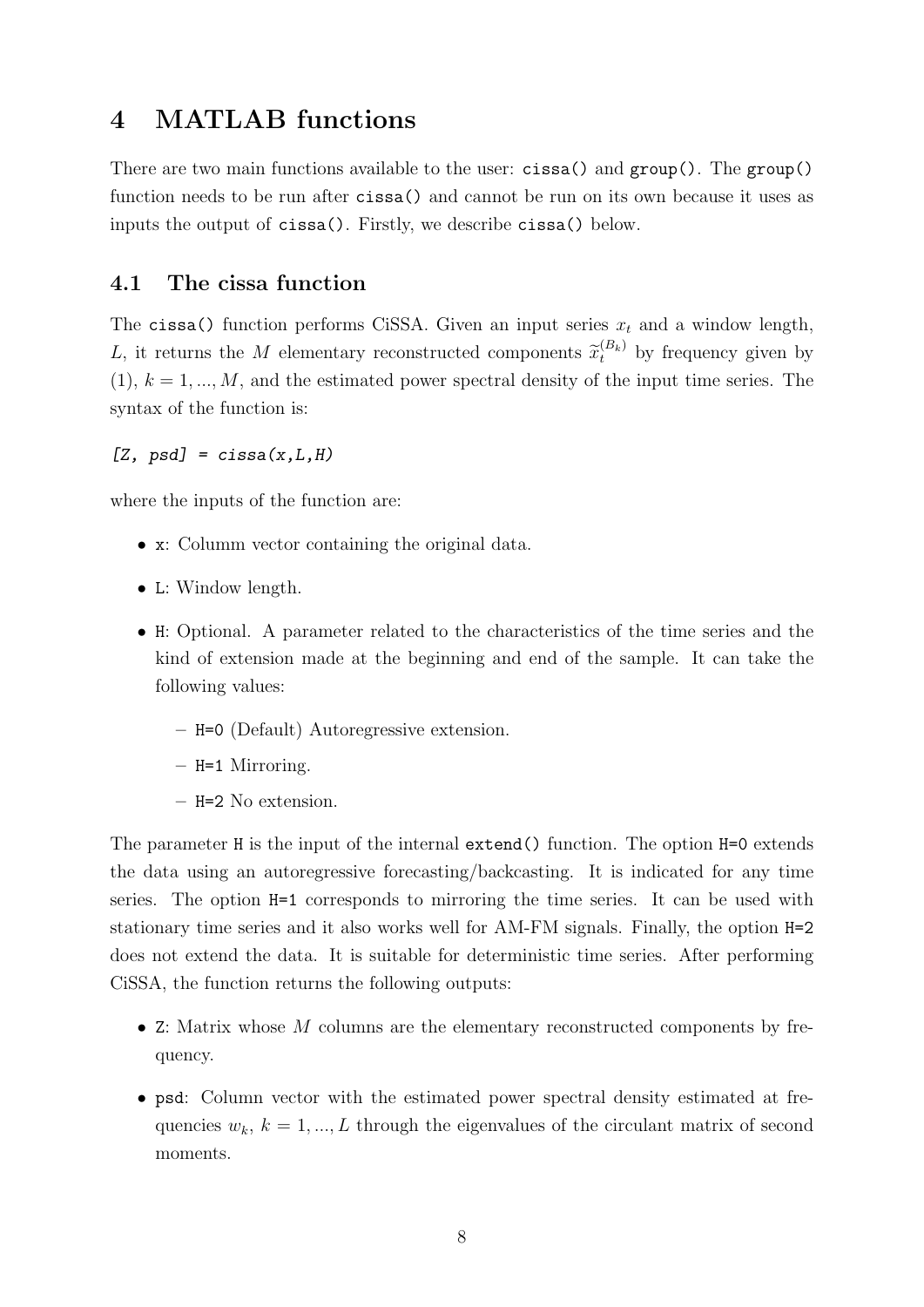# 4 MATLAB functions

There are two main functions available to the user: `cissa()` and `group()`. The `group()` function needs to be run after `cissa()` and cannot be run on its own because it uses as inputs the output of `cissa()`. Firstly, we describe `cissa()` below.

## 4.1 The cissa function

The `cissa()` function performs CiSSA. Given an input series $x_t$ and a window length, $L$, it returns the $M$ elementary reconstructed components $\widetilde{x}_t^{(B_k)}$ by frequency given by (1), $k = 1, ..., M$, and the estimated power spectral density of the input time series. The syntax of the function is:

*[Z, psd] = cissa(x,L,H)*

where the inputs of the function are:

- `x`: Columm vector containing the original data.
- `L`: Window length.
- `H`: Optional. A parameter related to the characteristics of the time series and the kind of extension made at the beginning and end of the sample. It can take the following values:
  - `H=0` (Default) Autoregressive extension.
  - `H=1` Mirroring.
  - `H=2` No extension.

The parameter `H` is the input of the internal `extend()` function. The option `H=0` extends the data using an autoregressive forecasting/backcasting. It is indicated for any time series. The option `H=1` corresponds to mirroring the time series. It can be used with stationary time series and it also works well for AM-FM signals. Finally, the option `H=2` does not extend the data. It is suitable for deterministic time series. After performing CiSSA, the function returns the following outputs:

- `Z`: Matrix whose $M$ columns are the elementary reconstructed components by frequency.
- `psd`: Column vector with the estimated power spectral density estimated at frequencies $w_k$, $k = 1, ..., L$ through the eigenvalues of the circulant matrix of second moments.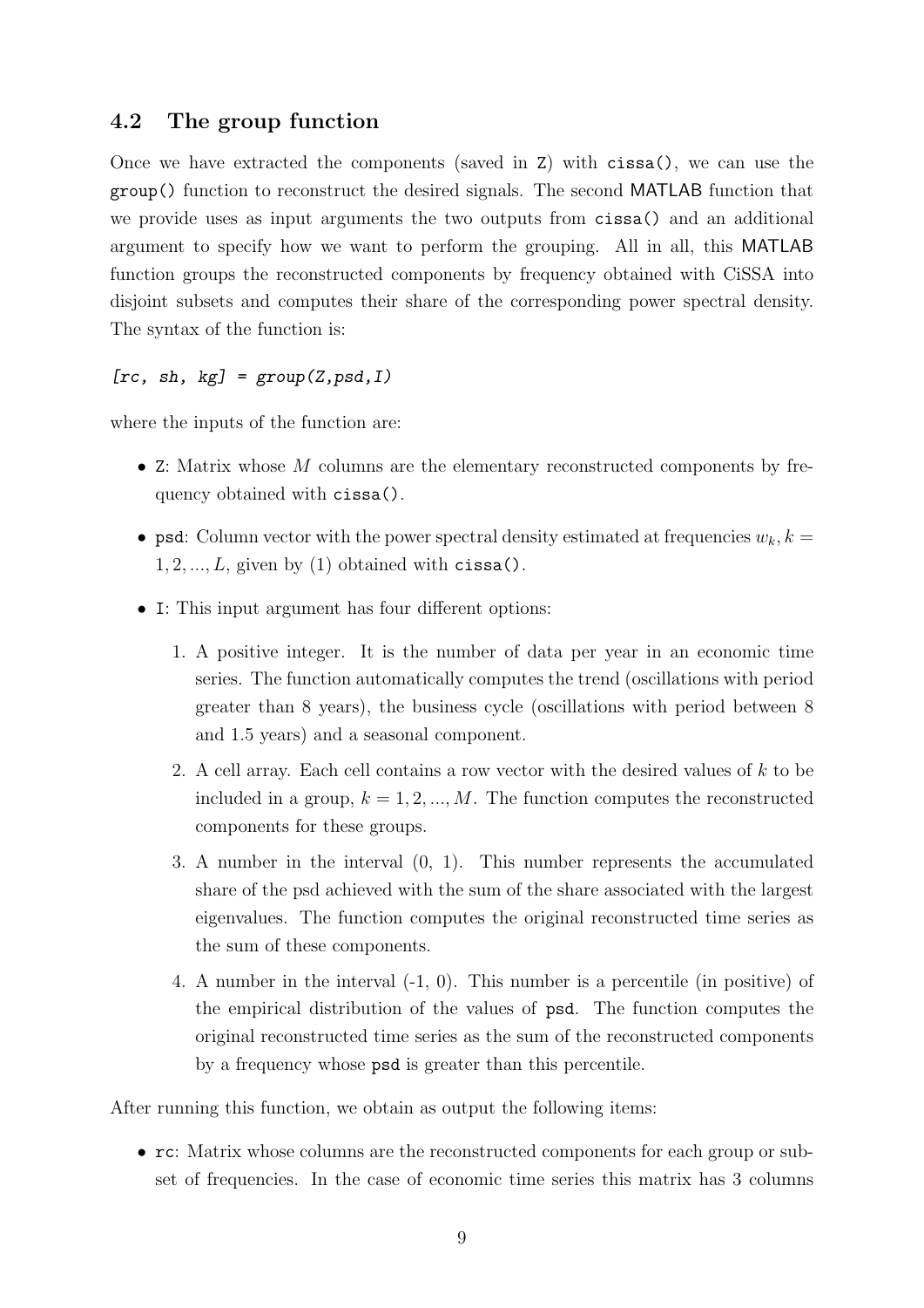## 4.2 The group function

Once we have extracted the components (saved in `Z`) with `cissa()`, we can use the `group()` function to reconstruct the desired signals. The second MATLAB function that we provide uses as input arguments the two outputs from `cissa()` and an additional argument to specify how we want to perform the grouping. All in all, this MATLAB function groups the reconstructed components by frequency obtained with CiSSA into disjoint subsets and computes their share of the corresponding power spectral density. The syntax of the function is:

*[rc, sh, kg] = group(Z,psd,I)*

where the inputs of the function are:

- `Z`: Matrix whose $M$ columns are the elementary reconstructed components by frequency obtained with `cissa()`.
- `psd`: Column vector with the power spectral density estimated at frequencies $w_k, k = 1, 2, ..., L$, given by (1) obtained with `cissa()`.
- `I`: This input argument has four different options:
  1. A positive integer. It is the number of data per year in an economic time series. The function automatically computes the trend (oscillations with period greater than 8 years), the business cycle (oscillations with period between 8 and 1.5 years) and a seasonal component.
  2. A cell array. Each cell contains a row vector with the desired values of $k$ to be included in a group, $k = 1, 2, ..., M$. The function computes the reconstructed components for these groups.
  3. A number in the interval (0, 1). This number represents the accumulated share of the psd achieved with the sum of the share associated with the largest eigenvalues. The function computes the original reconstructed time series as the sum of these components.
  4. A number in the interval (-1, 0). This number is a percentile (in positive) of the empirical distribution of the values of `psd`. The function computes the original reconstructed time series as the sum of the reconstructed components by a frequency whose `psd` is greater than this percentile.

After running this function, we obtain as output the following items:

- `rc`: Matrix whose columns are the reconstructed components for each group or subset of frequencies. In the case of economic time series this matrix has 3 columns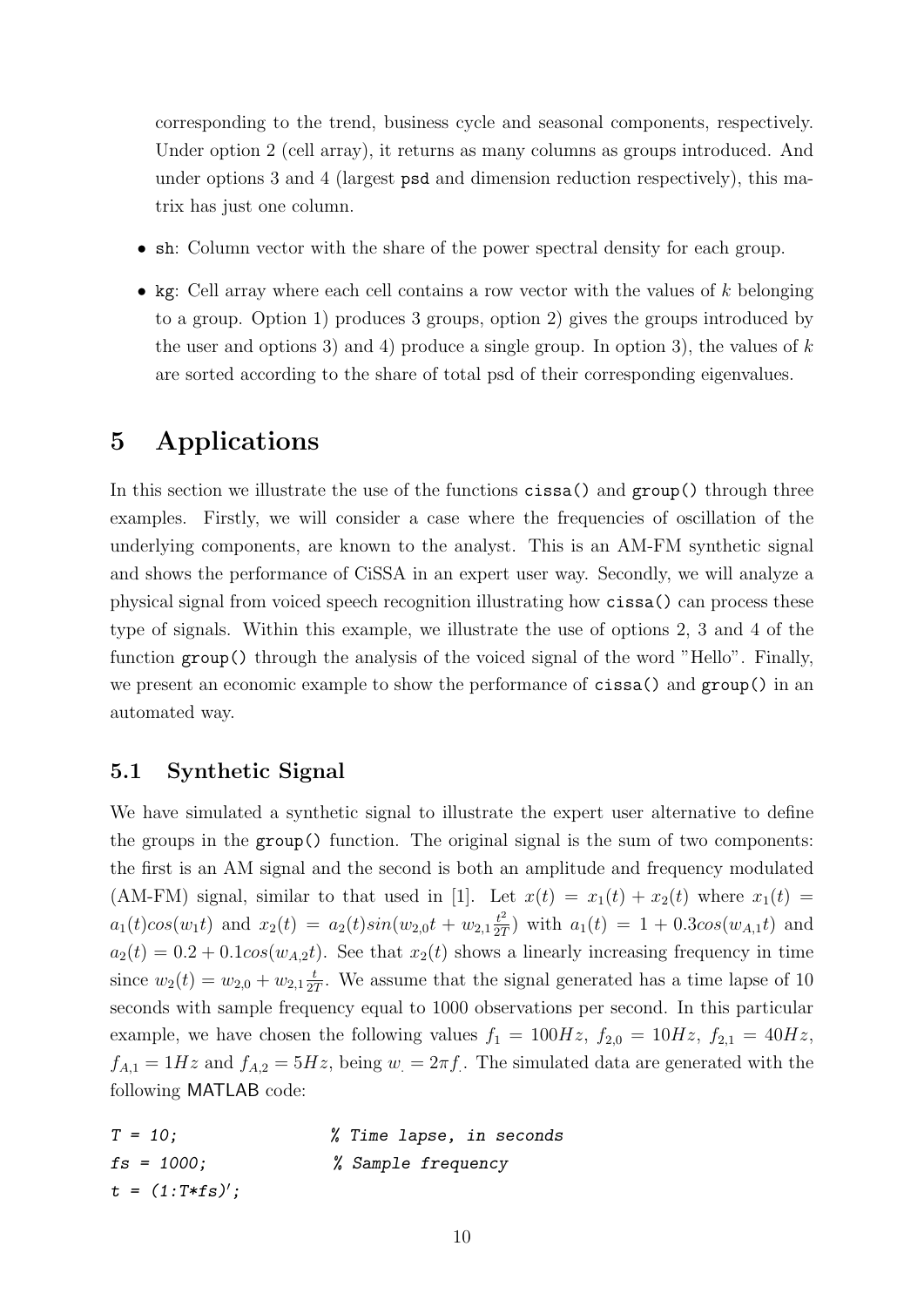corresponding to the trend, business cycle and seasonal components, respectively. Under option 2 (cell array), it returns as many columns as groups introduced. And under options 3 and 4 (largest psd and dimension reduction respectively), this matrix has just one column.

- `sh`: Column vector with the share of the power spectral density for each group.
- `kg`: Cell array where each cell contains a row vector with the values of $k$ belonging to a group. Option 1) produces 3 groups, option 2) gives the groups introduced by the user and options 3) and 4) produce a single group. In option 3), the values of $k$ are sorted according to the share of total psd of their corresponding eigenvalues.

# 5 Applications

In this section we illustrate the use of the functions `cissa()` and `group()` through three examples. Firstly, we will consider a case where the frequencies of oscillation of the underlying components, are known to the analyst. This is an AM-FM synthetic signal and shows the performance of CiSSA in an expert user way. Secondly, we will analyze a physical signal from voiced speech recognition illustrating how `cissa()` can process these type of signals. Within this example, we illustrate the use of options 2, 3 and 4 of the function `group()` through the analysis of the voiced signal of the word "Hello". Finally, we present an economic example to show the performance of `cissa()` and `group()` in an automated way.

## 5.1 Synthetic Signal

We have simulated a synthetic signal to illustrate the expert user alternative to define the groups in the `group()` function. The original signal is the sum of two components: the first is an AM signal and the second is both an amplitude and frequency modulated (AM-FM) signal, similar to that used in [1]. Let $x(t) = x_1(t) + x_2(t)$ where $x_1(t) = a_1(t)cos(w_1 t)$ and $x_2(t) = a_2(t)sin(w_{2,0}t + w_{2,1}\frac{t^2}{2T})$ with $a_1(t) = 1 + 0.3cos(w_{A,1}t)$ and $a_2(t) = 0.2 + 0.1cos(w_{A,2}t)$. See that $x_2(t)$ shows a linearly increasing frequency in time since $w_2(t) = w_{2,0} + w_{2,1}\frac{t}{2T}$. We assume that the signal generated has a time lapse of 10 seconds with sample frequency equal to 1000 observations per second. In this particular example, we have chosen the following values $f_1 = 100Hz$, $f_{2,0} = 10Hz$, $f_{2,1} = 40Hz$, $f_{A,1} = 1Hz$ and $f_{A,2} = 5Hz$, being $w_. = 2\pi f_.$. The simulated data are generated with the following MATLAB code:

```
T = 10;                 % Time lapse, in seconds
fs = 1000;              % Sample frequency
t = (1:T*fs)';
```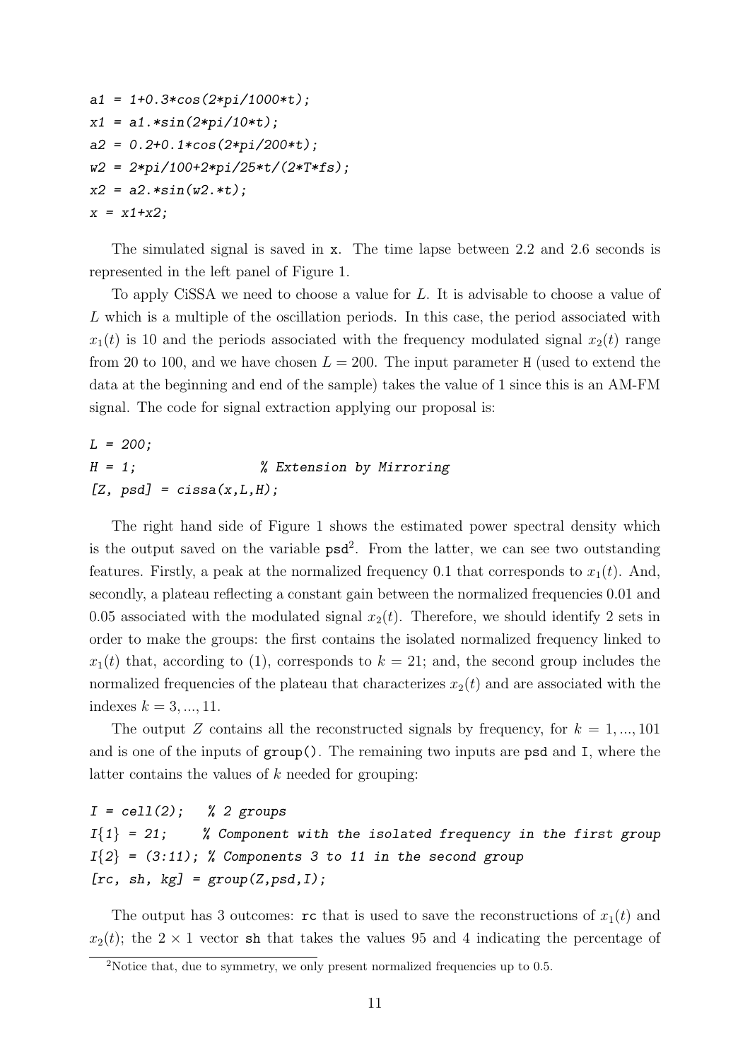```
a1 = 1+0.3*cos(2*pi/1000*t);
x1 = a1.*sin(2*pi/10*t);
a2 = 0.2+0.1*cos(2*pi/200*t);
w2 = 2*pi/100+2*pi/25*t/(2*T*fs);
x2 = a2.*sin(w2.*t);
x = x1+x2;
```

The simulated signal is saved in `x`. The time lapse between 2.2 and 2.6 seconds is represented in the left panel of Figure 1.

To apply CiSSA we need to choose a value for $L$. It is advisable to choose a value of $L$ which is a multiple of the oscillation periods. In this case, the period associated with $x_1(t)$ is 10 and the periods associated with the frequency modulated signal $x_2(t)$ range from 20 to 100, and we have chosen $L = 200$. The input parameter `H` (used to extend the data at the beginning and end of the sample) takes the value of 1 since this is an AM-FM signal. The code for signal extraction applying our proposal is:

```
L = 200;
H = 1;                  % Extension by Mirroring
[Z, psd] = cissa(x,L,H);
```

The right hand side of Figure 1 shows the estimated power spectral density which is the output saved on the variable `psd`[2]. From the latter, we can see two outstanding features. Firstly, a peak at the normalized frequency 0.1 that corresponds to $x_1(t)$. And, secondly, a plateau reflecting a constant gain between the normalized frequencies 0.01 and 0.05 associated with the modulated signal $x_2(t)$. Therefore, we should identify 2 sets in order to make the groups: the first contains the isolated normalized frequency linked to $x_1(t)$ that, according to (1), corresponds to $k = 21$; and, the second group includes the normalized frequencies of the plateau that characterizes $x_2(t)$ and are associated with the indexes $k = 3, ..., 11$.

The output $Z$ contains all the reconstructed signals by frequency, for $k = 1, ..., 101$ and is one of the inputs of `group()`. The remaining two inputs are `psd` and `I`, where the latter contains the values of $k$ needed for grouping:

```
I = cell(2);   % 2 groups
I{1} = 21;     % Component with the isolated frequency in the first group
I{2} = (3:11); % Components 3 to 11 in the second group
[rc, sh, kg] = group(Z,psd,I);
```

The output has 3 outcomes: `rc` that is used to save the reconstructions of $x_1(t)$ and $x_2(t)$; the $2 \times 1$ vector `sh` that takes the values 95 and 4 indicating the percentage of

[2] Notice that, due to symmetry, we only present normalized frequencies up to 0.5.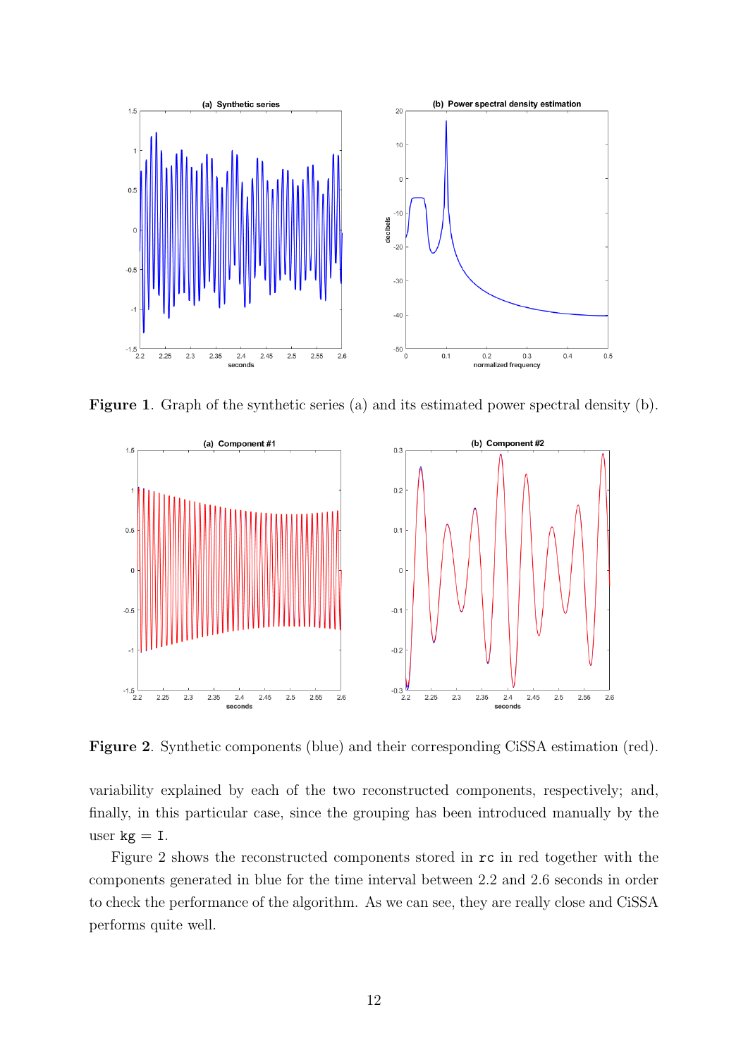**Figure 1**. Graph of the synthetic series (a) and its estimated power spectral density (b).

**Figure 2**. Synthetic components (blue) and their corresponding CiSSA estimation (red).

variability explained by each of the two reconstructed components, respectively; and, finally, in this particular case, since the grouping has been introduced manually by the user `kg` = `I`.

Figure 2 shows the reconstructed components stored in `rc` in red together with the components generated in blue for the time interval between 2.2 and 2.6 seconds in order to check the performance of the algorithm. As we can see, they are really close and CiSSA performs quite well.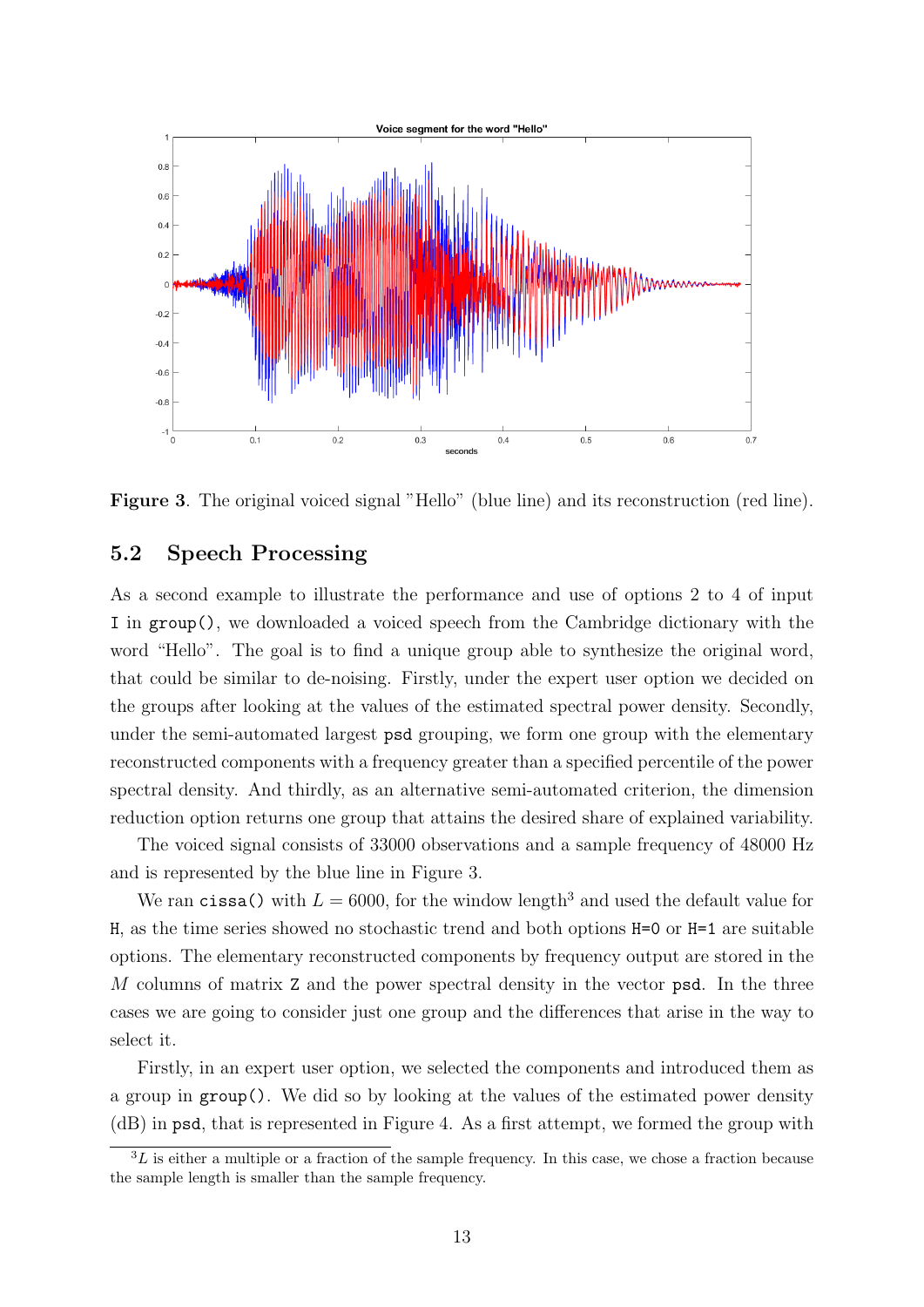**Figure 3**. The original voiced signal "Hello" (blue line) and its reconstruction (red line).

## 5.2 Speech Processing

As a second example to illustrate the performance and use of options 2 to 4 of input `I` in `group()`, we downloaded a voiced speech from the Cambridge dictionary with the word "Hello". The goal is to find a unique group able to synthesize the original word, that could be similar to de-noising. Firstly, under the expert user option we decided on the groups after looking at the values of the estimated spectral power density. Secondly, under the semi-automated largest `psd` grouping, we form one group with the elementary reconstructed components with a frequency greater than a specified percentile of the power spectral density. And thirdly, as an alternative semi-automated criterion, the dimension reduction option returns one group that attains the desired share of explained variability.

The voiced signal consists of 33000 observations and a sample frequency of 48000 Hz and is represented by the blue line in Figure 3.

We ran `cissa()` with $L = 6000$, for the window length[3] and used the default value for `H`, as the time series showed no stochastic trend and both options `H=0` or `H=1` are suitable options. The elementary reconstructed components by frequency output are stored in the $M$ columns of matrix `Z` and the power spectral density in the vector `psd`. In the three cases we are going to consider just one group and the differences that arise in the way to select it.

Firstly, in an expert user option, we selected the components and introduced them as a group in `group()`. We did so by looking at the values of the estimated power density (dB) in `psd`, that is represented in Figure 4. As a first attempt, we formed the group with

[3] $L$ is either a multiple or a fraction of the sample frequency. In this case, we chose a fraction because the sample length is smaller than the sample frequency.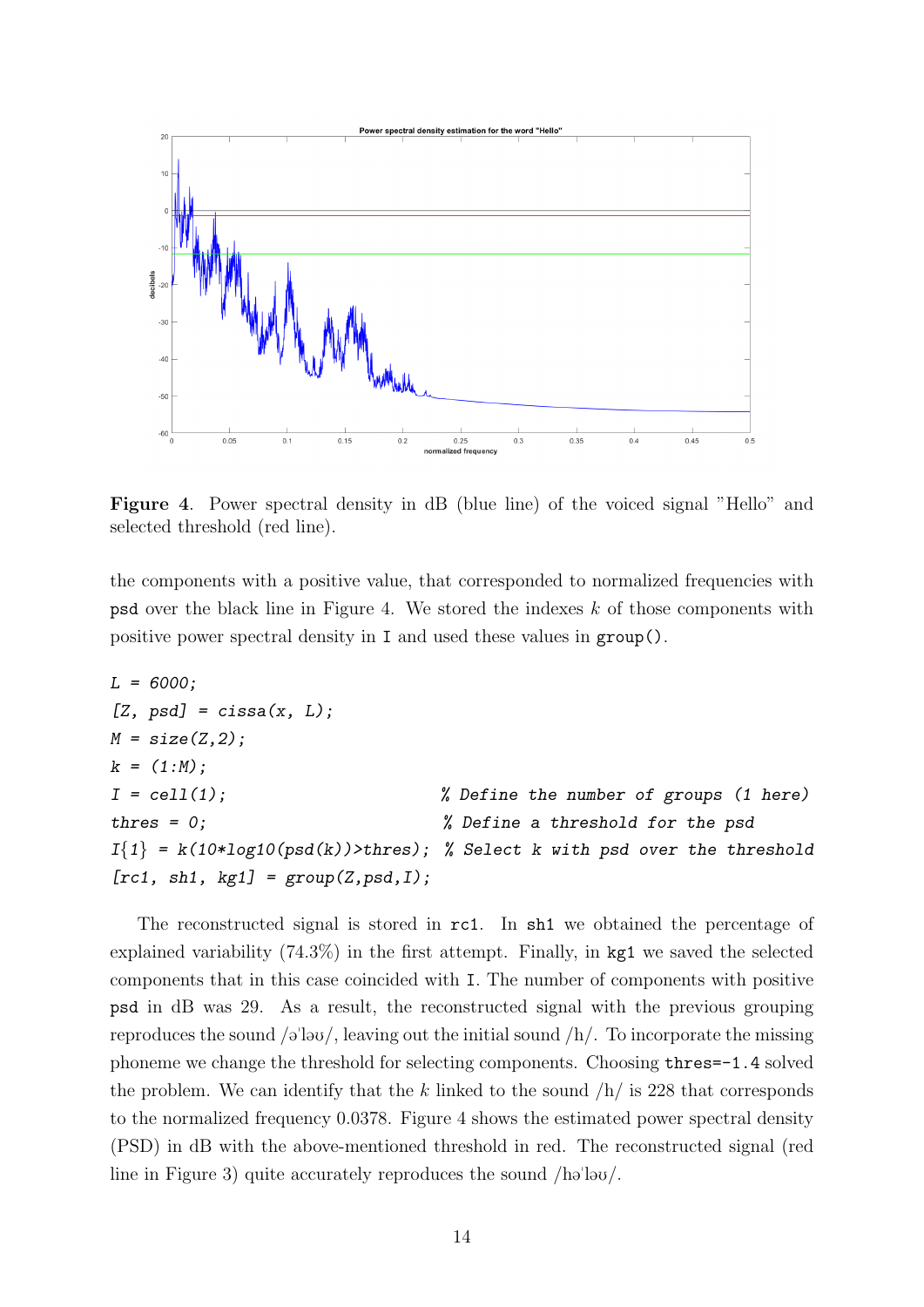**Figure 4**. Power spectral density in dB (blue line) of the voiced signal "Hello" and selected threshold (red line).

the components with a positive value, that corresponded to normalized frequencies with `psd` over the black line in Figure 4. We stored the indexes $k$ of those components with positive power spectral density in `I` and used these values in `group()`.

```
L = 6000;
[Z, psd] = cissa(x, L);
M = size(Z,2);
k = (1:M);
I = cell(1);                      % Define the number of groups (1 here)
thres = 0;                        % Define a threshold for the psd
I{1} = k(10*log10(psd(k))>thres); % Select k with psd over the threshold
[rc1, sh1, kg1] = group(Z,psd,I);
```

The reconstructed signal is stored in `rc1`. In `sh1` we obtained the percentage of explained variability (74.3%) in the first attempt. Finally, in `kg1` we saved the selected components that in this case coincided with `I`. The number of components with positive `psd` in dB was 29. As a result, the reconstructed signal with the previous grouping reproduces the sound /əˈləʊ/, leaving out the initial sound /h/. To incorporate the missing phoneme we change the threshold for selecting components. Choosing `thres=-1.4` solved the problem. We can identify that the $k$ linked to the sound /h/ is 228 that corresponds to the normalized frequency 0.0378. Figure 4 shows the estimated power spectral density (PSD) in dB with the above-mentioned threshold in red. The reconstructed signal (red line in Figure 3) quite accurately reproduces the sound /həˈləʊ/.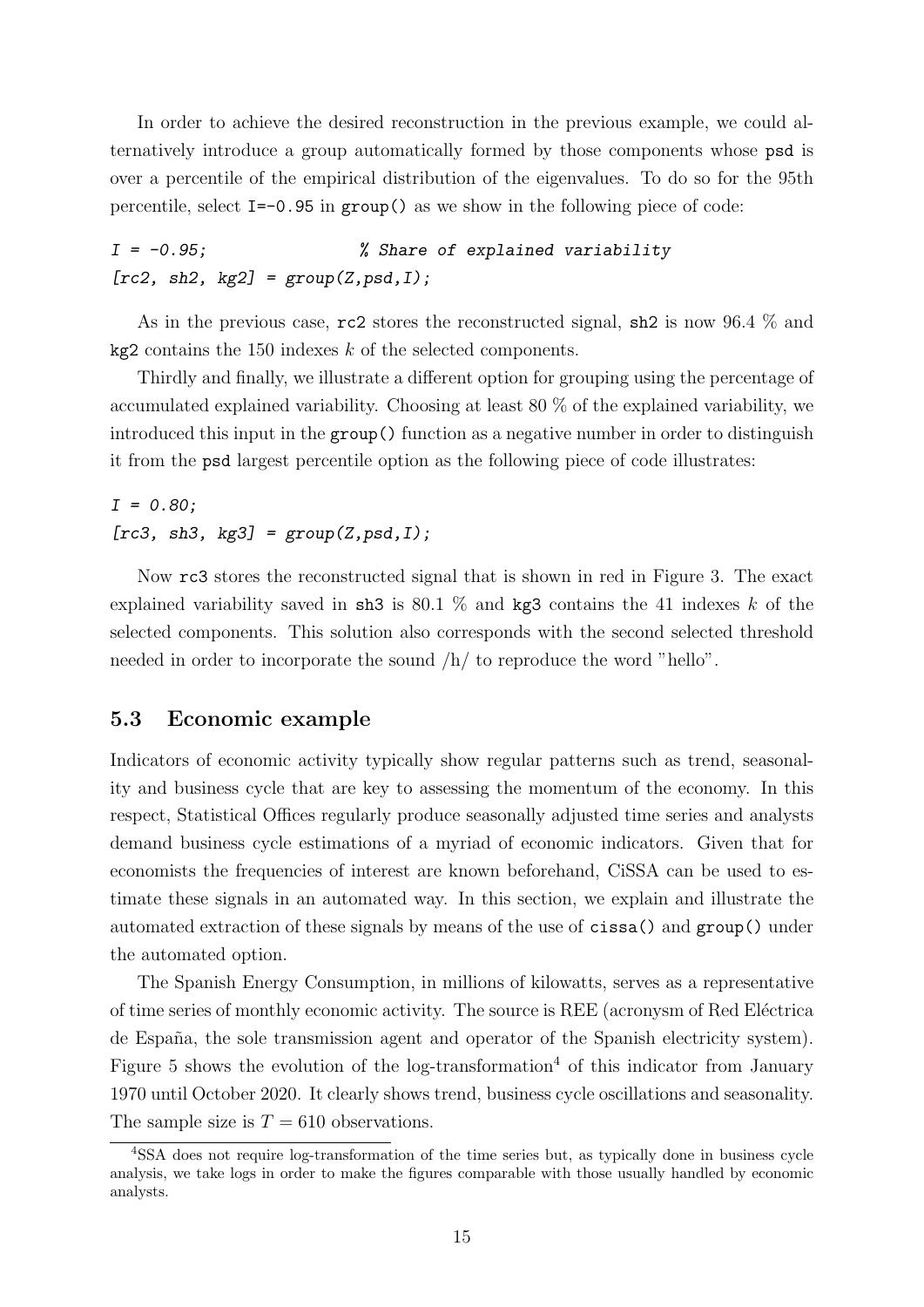In order to achieve the desired reconstruction in the previous example, we could alternatively introduce a group automatically formed by those components whose `psd` is over a percentile of the empirical distribution of the eigenvalues. To do so for the 95th percentile, select `I=-0.95` in `group()` as we show in the following piece of code:

```
I = -0.95;                % Share of explained variability
[rc2, sh2, kg2] = group(Z,psd,I);
```

As in the previous case, `rc2` stores the reconstructed signal, `sh2` is now 96.4 % and `kg2` contains the 150 indexes $k$ of the selected components.

Thirdly and finally, we illustrate a different option for grouping using the percentage of accumulated explained variability. Choosing at least 80 % of the explained variability, we introduced this input in the `group()` function as a negative number in order to distinguish it from the `psd` largest percentile option as the following piece of code illustrates:

```
I = 0.80;
[rc3, sh3, kg3] = group(Z,psd,I);
```

Now `rc3` stores the reconstructed signal that is shown in red in Figure 3. The exact explained variability saved in `sh3` is 80.1 % and `kg3` contains the 41 indexes $k$ of the selected components. This solution also corresponds with the second selected threshold needed in order to incorporate the sound /h/ to reproduce the word "hello".

### 5.3 Economic example

Indicators of economic activity typically show regular patterns such as trend, seasonality and business cycle that are key to assessing the momentum of the economy. In this respect, Statistical Offices regularly produce seasonally adjusted time series and analysts demand business cycle estimations of a myriad of economic indicators. Given that for economists the frequencies of interest are known beforehand, CiSSA can be used to estimate these signals in an automated way. In this section, we explain and illustrate the automated extraction of these signals by means of the use of `cissa()` and `group()` under the automated option.

The Spanish Energy Consumption, in millions of kilowatts, serves as a representative of time series of monthly economic activity. The source is REE (acronysm of Red Eléctrica de España, the sole transmission agent and operator of the Spanish electricity system). Figure 5 shows the evolution of the log-transformation[4] of this indicator from January 1970 until October 2020. It clearly shows trend, business cycle oscillations and seasonality. The sample size is $T = 610$ observations.

[4] SSA does not require log-transformation of the time series but, as typically done in business cycle analysis, we take logs in order to make the figures comparable with those usually handled by economic analysts.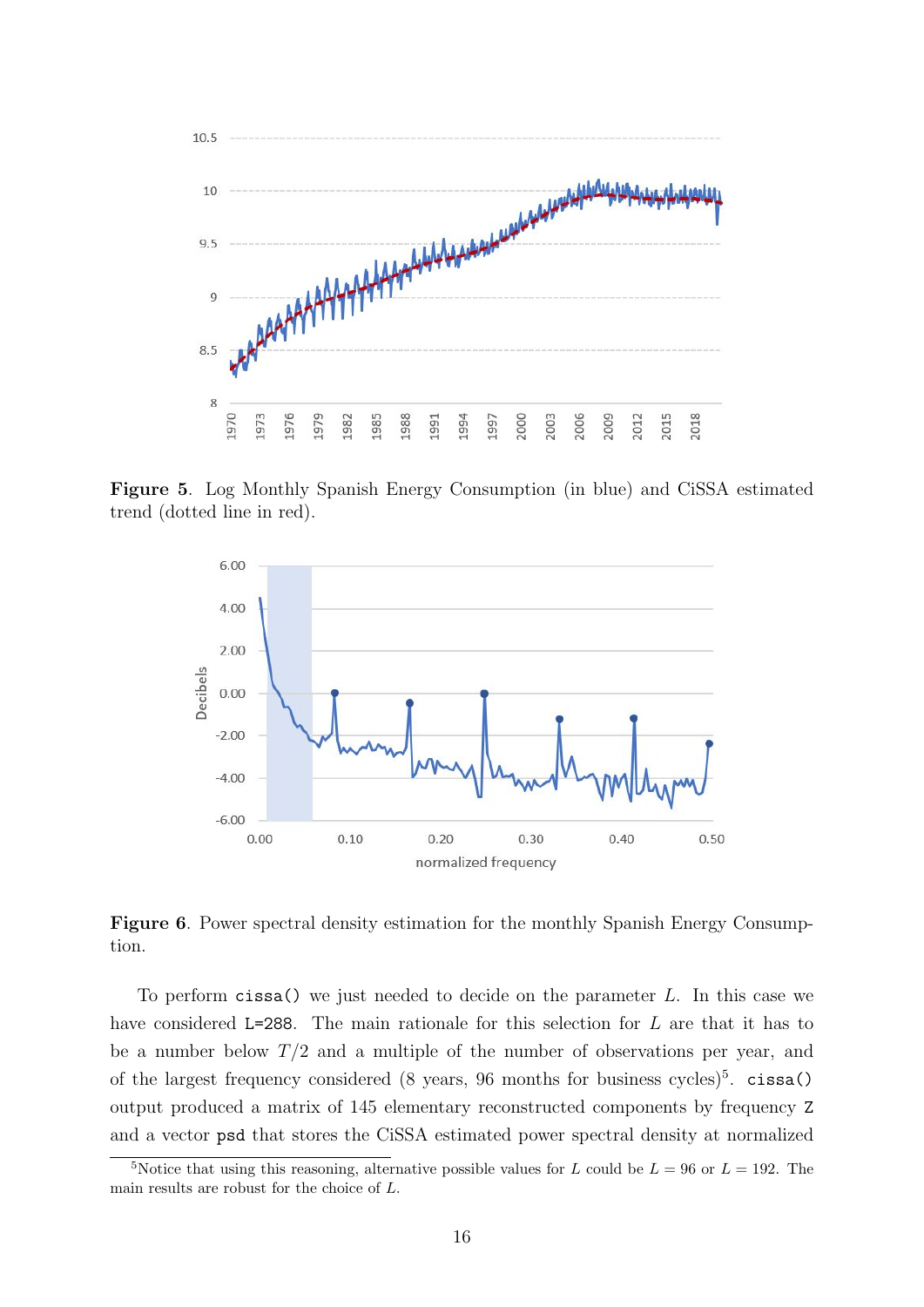**Figure 5**. Log Monthly Spanish Energy Consumption (in blue) and CiSSA estimated trend (dotted line in red).

**Figure 6**. Power spectral density estimation for the monthly Spanish Energy Consumption.

To perform `cissa()` we just needed to decide on the parameter $L$. In this case we have considered `L=288`. The main rationale for this selection for $L$ are that it has to be a number below $T/2$ and a multiple of the number of observations per year, and of the largest frequency considered (8 years, 96 months for business cycles)[5]. `cissa()` output produced a matrix of 145 elementary reconstructed components by frequency `Z` and a vector `psd` that stores the CiSSA estimated power spectral density at normalized

[5] Notice that using this reasoning, alternative possible values for $L$ could be $L = 96$ or $L = 192$. The main results are robust for the choice of $L$.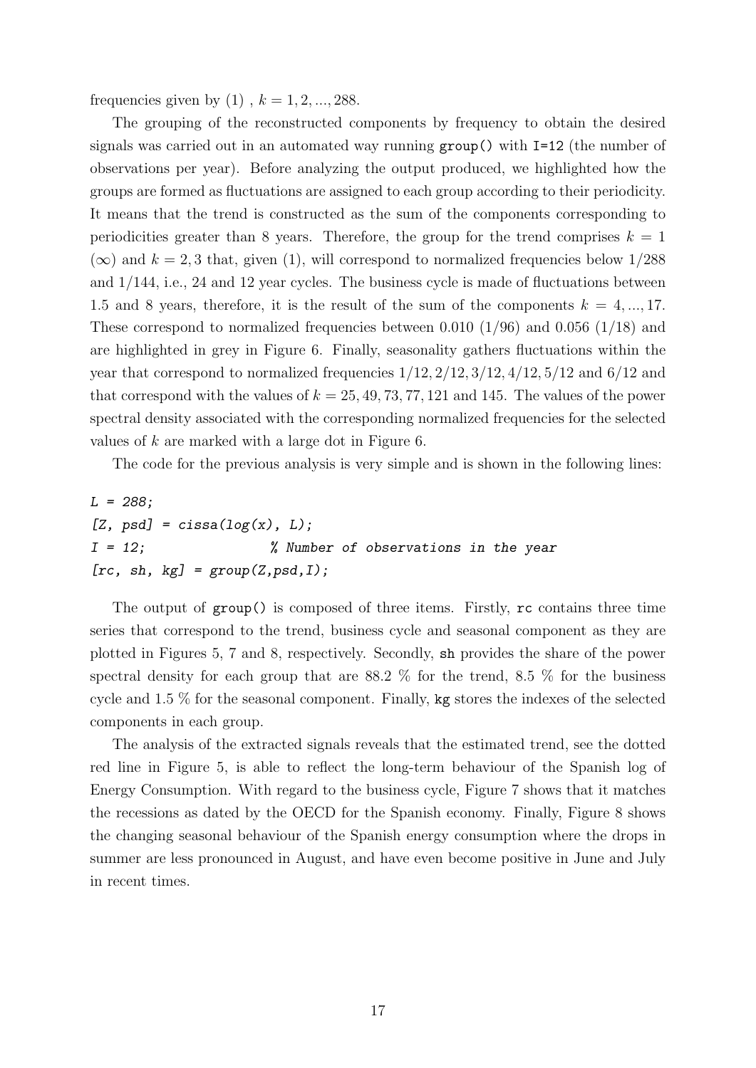frequencies given by (1) , $k = 1, 2, ..., 288$.

The grouping of the reconstructed components by frequency to obtain the desired signals was carried out in an automated way running `group()` with `I=12` (the number of observations per year). Before analyzing the output produced, we highlighted how the groups are formed as fluctuations are assigned to each group according to their periodicity. It means that the trend is constructed as the sum of the components corresponding to periodicities greater than 8 years. Therefore, the group for the trend comprises $k = 1$ ($\infty$) and $k = 2, 3$ that, given (1), will correspond to normalized frequencies below $1/288$ and $1/144$, i.e., 24 and 12 year cycles. The business cycle is made of fluctuations between 1.5 and 8 years, therefore, it is the result of the sum of the components $k = 4, ..., 17$. These correspond to normalized frequencies between 0.010 ($1/96$) and 0.056 ($1/18$) and are highlighted in grey in Figure 6. Finally, seasonality gathers fluctuations within the year that correspond to normalized frequencies $1/12, 2/12, 3/12, 4/12, 5/12$ and $6/12$ and that correspond with the values of $k = 25, 49, 73, 77, 121$ and 145. The values of the power spectral density associated with the corresponding normalized frequencies for the selected values of $k$ are marked with a large dot in Figure 6.

The code for the previous analysis is very simple and is shown in the following lines:

```
L = 288;
[Z, psd] = cissa(log(x), L);
I = 12;                % Number of observations in the year
[rc, sh, kg] = group(Z,psd,I);
```

The output of `group()` is composed of three items. Firstly, `rc` contains three time series that correspond to the trend, business cycle and seasonal component as they are plotted in Figures 5, 7 and 8, respectively. Secondly, `sh` provides the share of the power spectral density for each group that are 88.2 % for the trend, 8.5 % for the business cycle and 1.5 % for the seasonal component. Finally, `kg` stores the indexes of the selected components in each group.

The analysis of the extracted signals reveals that the estimated trend, see the dotted red line in Figure 5, is able to reflect the long-term behaviour of the Spanish log of Energy Consumption. With regard to the business cycle, Figure 7 shows that it matches the recessions as dated by the OECD for the Spanish economy. Finally, Figure 8 shows the changing seasonal behaviour of the Spanish energy consumption where the drops in summer are less pronounced in August, and have even become positive in June and July in recent times.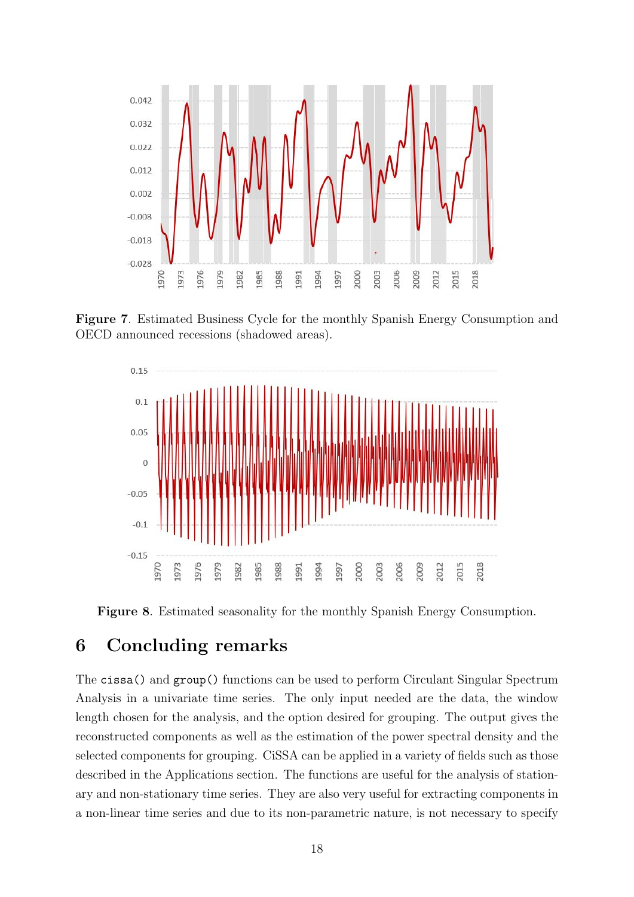**Figure 7**. Estimated Business Cycle for the monthly Spanish Energy Consumption and OECD announced recessions (shadowed areas).

**Figure 8**. Estimated seasonality for the monthly Spanish Energy Consumption.

# 6 Concluding remarks

The `cissa()` and `group()` functions can be used to perform Circulant Singular Spectrum Analysis in a univariate time series. The only input needed are the data, the window length chosen for the analysis, and the option desired for grouping. The output gives the reconstructed components as well as the estimation of the power spectral density and the selected components for grouping. CiSSA can be applied in a variety of fields such as those described in the Applications section. The functions are useful for the analysis of stationary and non-stationary time series. They are also very useful for extracting components in a non-linear time series and due to its non-parametric nature, is not necessary to specify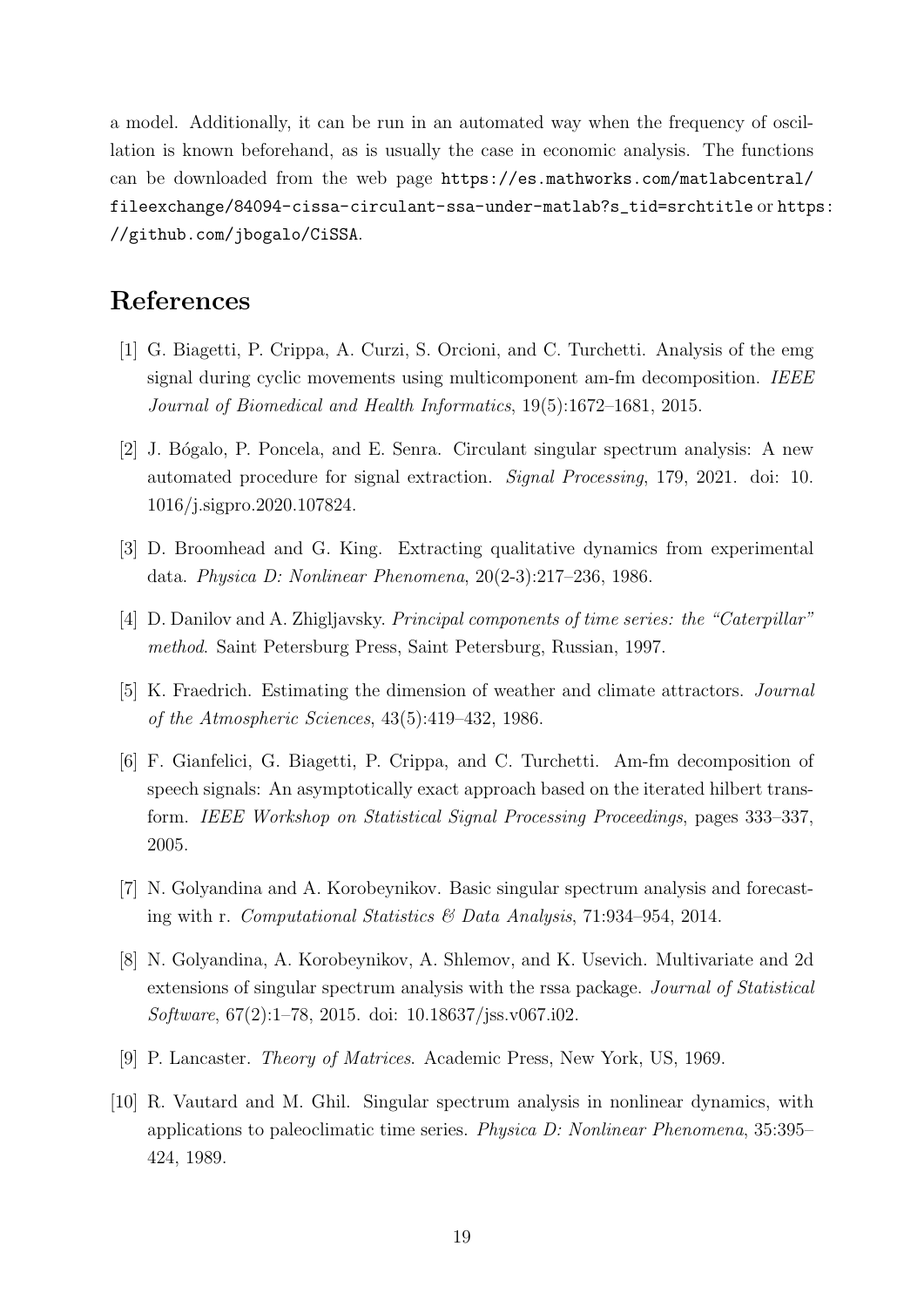a model. Additionally, it can be run in an automated way when the frequency of oscillation is known beforehand, as is usually the case in economic analysis. The functions can be downloaded from the web page `https://es.mathworks.com/matlabcentral/fileexchange/84094-cissa-circulant-ssa-under-matlab?s_tid=srchtitle` or `https://github.com/jbogalo/CiSSA`.

# References

[1] G. Biagetti, P. Crippa, A. Curzi, S. Orcioni, and C. Turchetti. Analysis of the emg signal during cyclic movements using multicomponent am-fm decomposition. *IEEE Journal of Biomedical and Health Informatics*, 19(5):1672–1681, 2015.

[2] J. Bógalo, P. Poncela, and E. Senra. Circulant singular spectrum analysis: A new automated procedure for signal extraction. *Signal Processing*, 179, 2021. doi: 10.1016/j.sigpro.2020.107824.

[3] D. Broomhead and G. King. Extracting qualitative dynamics from experimental data. *Physica D: Nonlinear Phenomena*, 20(2-3):217–236, 1986.

[4] D. Danilov and A. Zhigljavsky. *Principal components of time series: the "Caterpillar" method*. Saint Petersburg Press, Saint Petersburg, Russian, 1997.

[5] K. Fraedrich. Estimating the dimension of weather and climate attractors. *Journal of the Atmospheric Sciences*, 43(5):419–432, 1986.

[6] F. Gianfelici, G. Biagetti, P. Crippa, and C. Turchetti. Am-fm decomposition of speech signals: An asymptotically exact approach based on the iterated hilbert transform. *IEEE Workshop on Statistical Signal Processing Proceedings*, pages 333–337, 2005.

[7] N. Golyandina and A. Korobeynikov. Basic singular spectrum analysis and forecasting with r. *Computational Statistics & Data Analysis*, 71:934–954, 2014.

[8] N. Golyandina, A. Korobeynikov, A. Shlemov, and K. Usevich. Multivariate and 2d extensions of singular spectrum analysis with the rssa package. *Journal of Statistical Software*, 67(2):1–78, 2015. doi: 10.18637/jss.v067.i02.

[9] P. Lancaster. *Theory of Matrices*. Academic Press, New York, US, 1969.

[10] R. Vautard and M. Ghil. Singular spectrum analysis in nonlinear dynamics, with applications to paleoclimatic time series. *Physica D: Nonlinear Phenomena*, 35:395–424, 1989.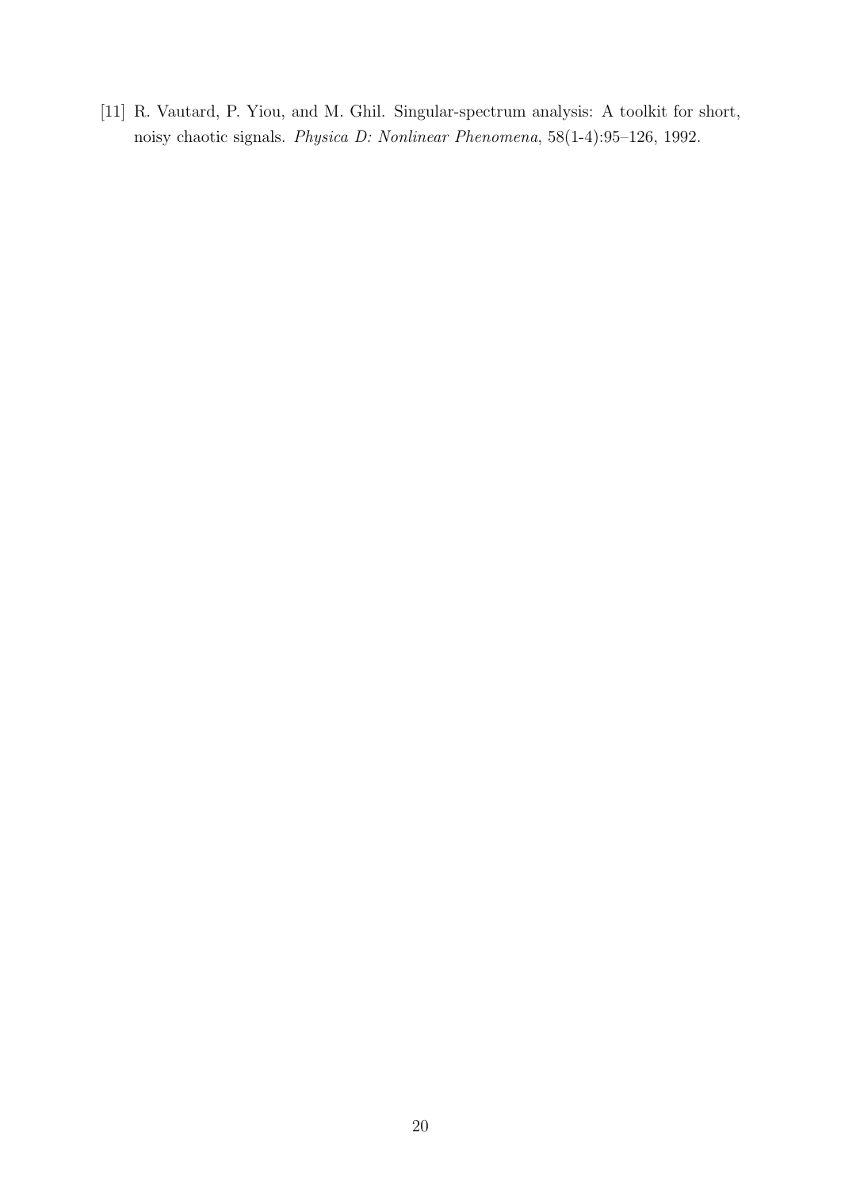[11] R. Vautard, P. Yiou, and M. Ghil. Singular-spectrum analysis: A toolkit for short, noisy chaotic signals. *Physica D: Nonlinear Phenomena*, 58(1-4):95–126, 1992.